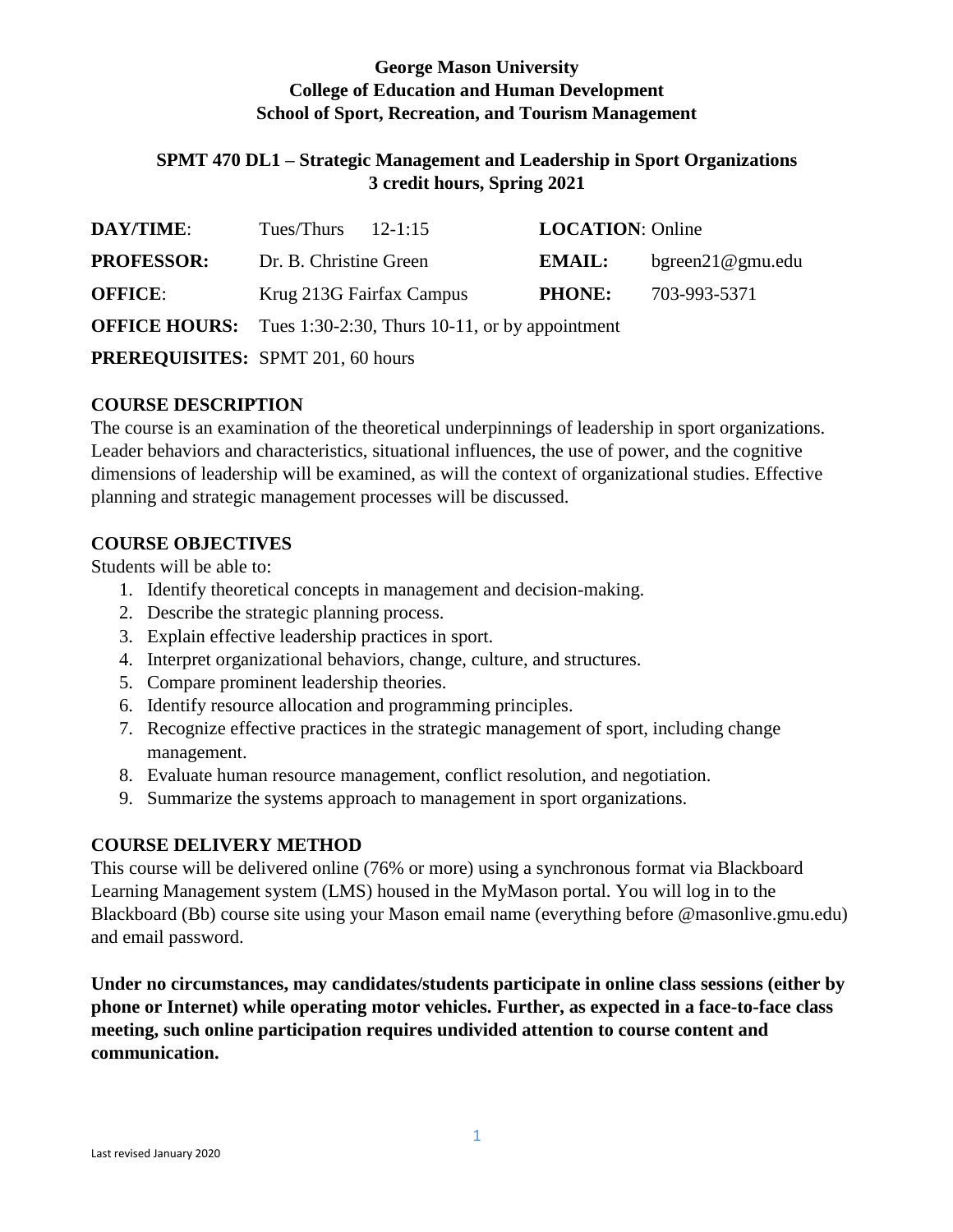**George Mason University**
**College of Education and Human Development**
**School of Sport, Recreation, and Tourism Management**

**SPMT 470 DL1 – Strategic Management and Leadership in Sport Organizations**
**3 credit hours, Spring 2021**

| | | | |
|---|---|---|---|
| **DAY/TIME**: | Tues/Thurs 12-1:15 | **LOCATION**: | Online |
| **PROFESSOR:** | Dr. B. Christine Green | **EMAIL:** | bgreen21@gmu.edu |
| **OFFICE**: | Krug 213G Fairfax Campus | **PHONE:** | 703-993-5371 |

**OFFICE HOURS:** Tues 1:30-2:30, Thurs 10-11, or by appointment

**PREREQUISITES:** SPMT 201, 60 hours

## COURSE DESCRIPTION

The course is an examination of the theoretical underpinnings of leadership in sport organizations. Leader behaviors and characteristics, situational influences, the use of power, and the cognitive dimensions of leadership will be examined, as will the context of organizational studies. Effective planning and strategic management processes will be discussed.

## COURSE OBJECTIVES

Students will be able to:

1. Identify theoretical concepts in management and decision-making.
2. Describe the strategic planning process.
3. Explain effective leadership practices in sport.
4. Interpret organizational behaviors, change, culture, and structures.
5. Compare prominent leadership theories.
6. Identify resource allocation and programming principles.
7. Recognize effective practices in the strategic management of sport, including change management.
8. Evaluate human resource management, conflict resolution, and negotiation.
9. Summarize the systems approach to management in sport organizations.

## COURSE DELIVERY METHOD

This course will be delivered online (76% or more) using a synchronous format via Blackboard Learning Management system (LMS) housed in the MyMason portal. You will log in to the Blackboard (Bb) course site using your Mason email name (everything before @masonlive.gmu.edu) and email password.

**Under no circumstances, may candidates/students participate in online class sessions (either by phone or Internet) while operating motor vehicles. Further, as expected in a face-to-face class meeting, such online participation requires undivided attention to course content and communication.**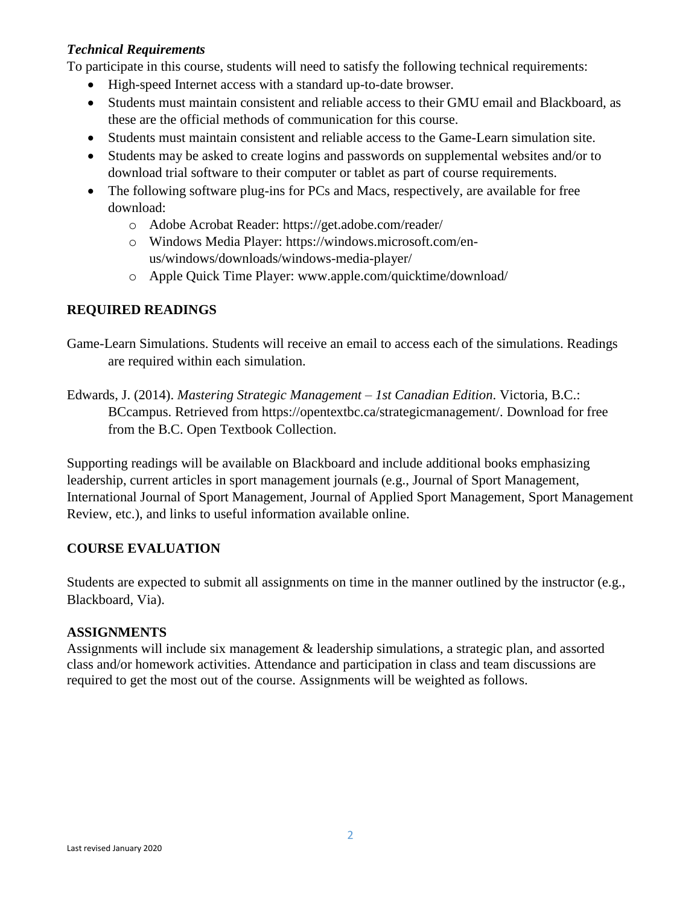### *Technical Requirements*

To participate in this course, students will need to satisfy the following technical requirements:

- High-speed Internet access with a standard up-to-date browser.
- Students must maintain consistent and reliable access to their GMU email and Blackboard, as these are the official methods of communication for this course.
- Students must maintain consistent and reliable access to the Game-Learn simulation site.
- Students may be asked to create logins and passwords on supplemental websites and/or to download trial software to their computer or tablet as part of course requirements.
- The following software plug-ins for PCs and Macs, respectively, are available for free download:
  - Adobe Acrobat Reader: https://get.adobe.com/reader/
  - Windows Media Player: https://windows.microsoft.com/en-us/windows/downloads/windows-media-player/
  - Apple Quick Time Player: www.apple.com/quicktime/download/

## REQUIRED READINGS

Game-Learn Simulations. Students will receive an email to access each of the simulations. Readings are required within each simulation.

Edwards, J. (2014). *Mastering Strategic Management – 1st Canadian Edition*. Victoria, B.C.: BCcampus. Retrieved from https://opentextbc.ca/strategicmanagement/. Download for free from the B.C. Open Textbook Collection.

Supporting readings will be available on Blackboard and include additional books emphasizing leadership, current articles in sport management journals (e.g., Journal of Sport Management, International Journal of Sport Management, Journal of Applied Sport Management, Sport Management Review, etc.), and links to useful information available online.

## COURSE EVALUATION

Students are expected to submit all assignments on time in the manner outlined by the instructor (e.g., Blackboard, Via).

### ASSIGNMENTS

Assignments will include six management & leadership simulations, a strategic plan, and assorted class and/or homework activities. Attendance and participation in class and team discussions are required to get the most out of the course. Assignments will be weighted as follows.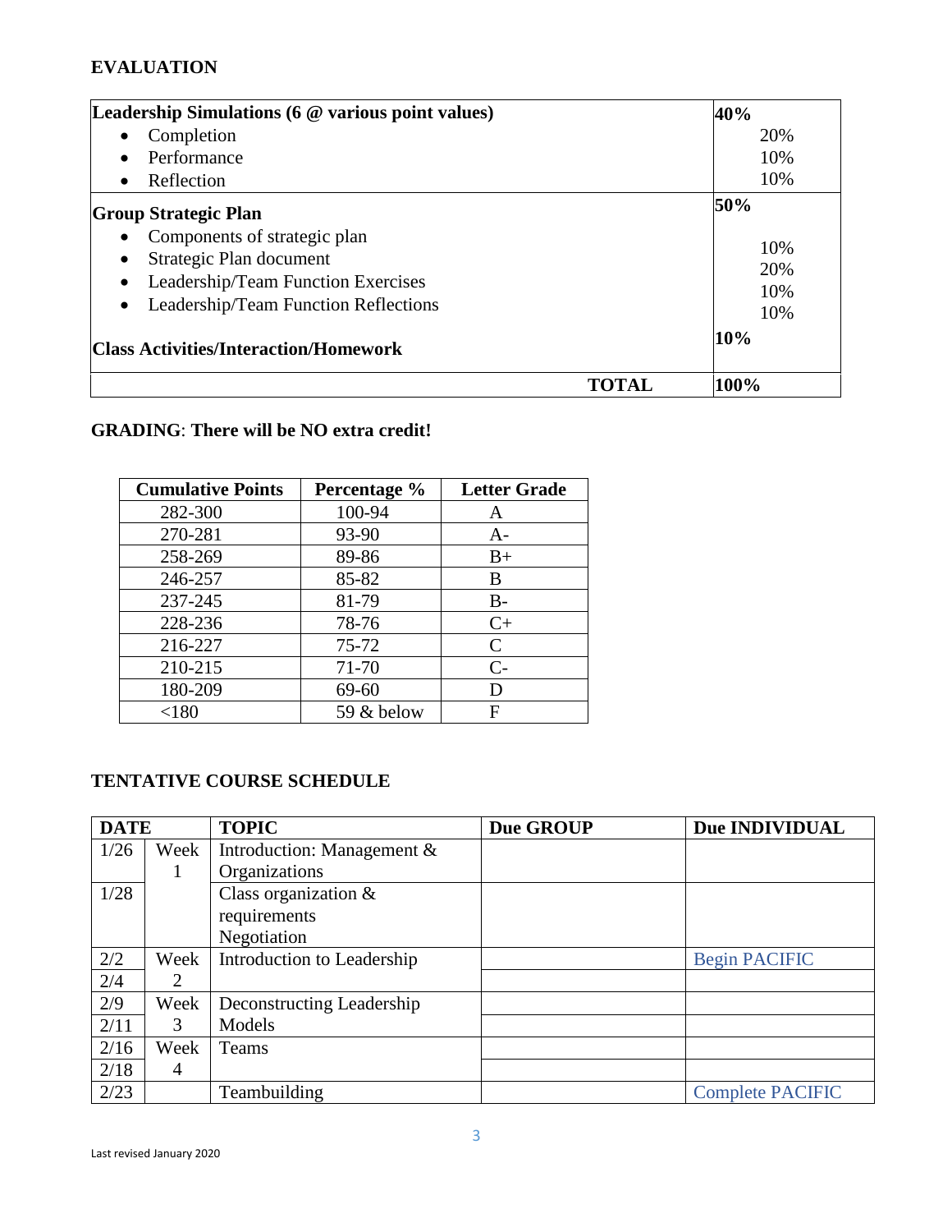## EVALUATION

| Leadership Simulations (6 @ various point values) | 40% |
|---|---|
| • Completion | 20% |
| • Performance | 10% |
| • Reflection | 10% |
| **Group Strategic Plan** | **50%** |
| • Components of strategic plan | 10% |
| • Strategic Plan document | 20% |
| • Leadership/Team Function Exercises | 10% |
| • Leadership/Team Function Reflections | 10% |
| **Class Activities/Interaction/Homework** | **10%** |
| **TOTAL** | **100%** |

**GRADING**: **There will be NO extra credit!**

| Cumulative Points | Percentage % | Letter Grade |
|---|---|---|
| 282-300 | 100-94 | A |
| 270-281 | 93-90 | A- |
| 258-269 | 89-86 | B+ |
| 246-257 | 85-82 | B |
| 237-245 | 81-79 | B- |
| 228-236 | 78-76 | C+ |
| 216-227 | 75-72 | C |
| 210-215 | 71-70 | C- |
| 180-209 | 69-60 | D |
| <180 | 59 & below | F |

## TENTATIVE COURSE SCHEDULE

| DATE | | TOPIC | Due GROUP | Due INDIVIDUAL |
|---|---|---|---|---|
| 1/26 | Week 1 | Introduction: Management & Organizations | | |
| 1/28 | | Class organization & requirements<br>Negotiation | | |
| 2/2 | Week 2 | Introduction to Leadership | | Begin PACIFIC |
| 2/4 | | | | |
| 2/9 | Week 3 | Deconstructing Leadership Models | | |
| 2/11 | | | | |
| 2/16 | Week 4 | Teams | | |
| 2/18 | | | | |
| 2/23 | | Teambuilding | | Complete PACIFIC |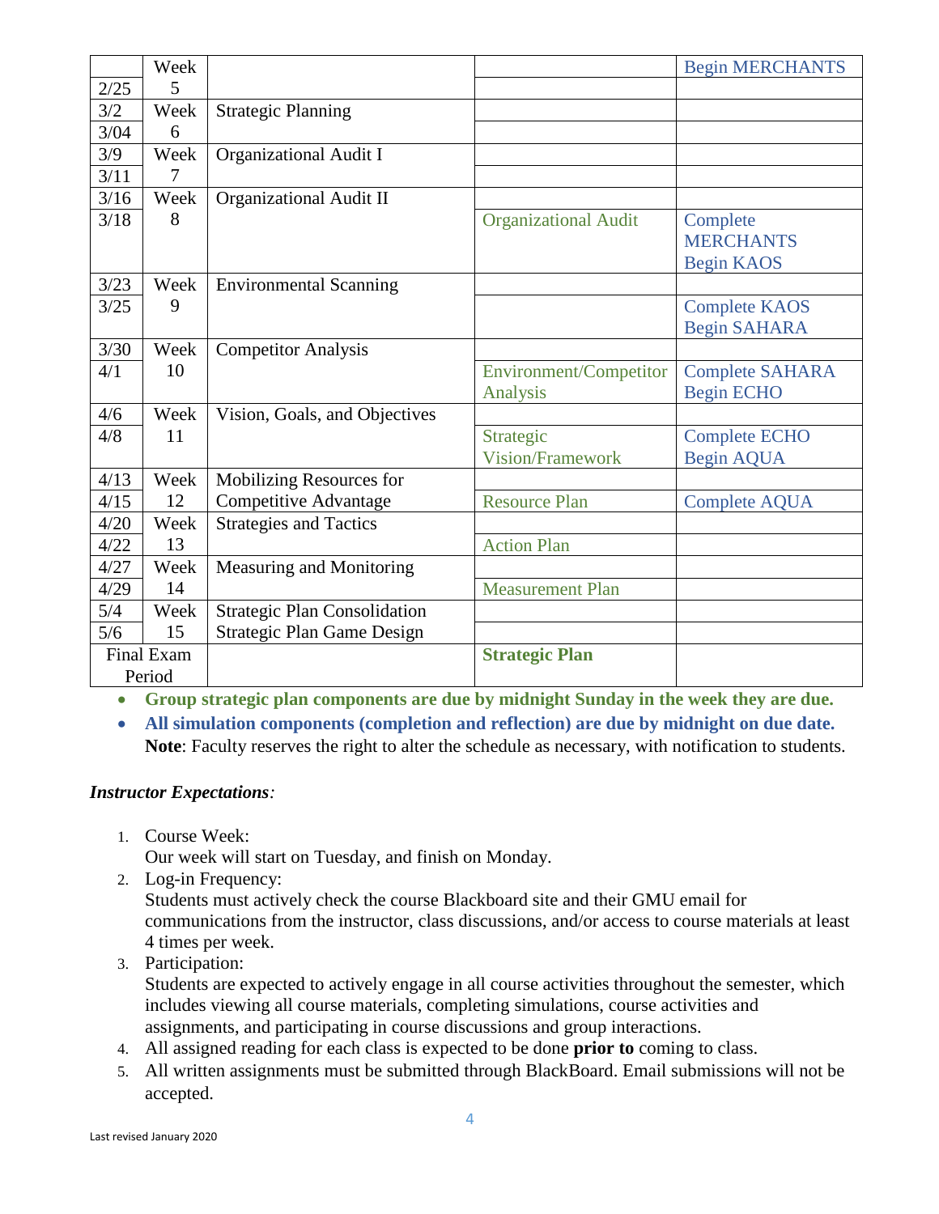| | Week | | | Begin MERCHANTS |
|---|---|---|---|---|
| 2/25 | 5 | | | |
| 3/2 | Week | Strategic Planning | | |
| 3/04 | 6 | | | |
| 3/9 | Week | Organizational Audit I | | |
| 3/11 | 7 | | | |
| 3/16 | Week | Organizational Audit II | | |
| 3/18 | 8 | | Organizational Audit | Complete MERCHANTS Begin KAOS |
| 3/23 | Week | Environmental Scanning | | |
| 3/25 | 9 | | | Complete KAOS Begin SAHARA |
| 3/30 | Week | Competitor Analysis | | |
| 4/1 | 10 | | Environment/Competitor Analysis | Complete SAHARA Begin ECHO |
| 4/6 | Week | Vision, Goals, and Objectives | | |
| 4/8 | 11 | | Strategic Vision/Framework | Complete ECHO Begin AQUA |
| 4/13 | Week | Mobilizing Resources for | | |
| 4/15 | 12 | Competitive Advantage | Resource Plan | Complete AQUA |
| 4/20 | Week | Strategies and Tactics | | |
| 4/22 | 13 | | Action Plan | |
| 4/27 | Week | Measuring and Monitoring | | |
| 4/29 | 14 | | Measurement Plan | |
| 5/4 | Week | Strategic Plan Consolidation | | |
| 5/6 | 15 | Strategic Plan Game Design | | |
| Final Exam Period | | | **Strategic Plan** | |

- **Group strategic plan components are due by midnight Sunday in the week they are due.**
- **All simulation components (completion and reflection) are due by midnight on due date.**
  **Note**: Faculty reserves the right to alter the schedule as necessary, with notification to students.

***Instructor Expectations**:*

1. Course Week:
   Our week will start on Tuesday, and finish on Monday.
2. Log-in Frequency:
   Students must actively check the course Blackboard site and their GMU email for communications from the instructor, class discussions, and/or access to course materials at least 4 times per week.
3. Participation:
   Students are expected to actively engage in all course activities throughout the semester, which includes viewing all course materials, completing simulations, course activities and assignments, and participating in course discussions and group interactions.
4. All assigned reading for each class is expected to be done **prior to** coming to class.
5. All written assignments must be submitted through BlackBoard. Email submissions will not be accepted.

Last revised January 2020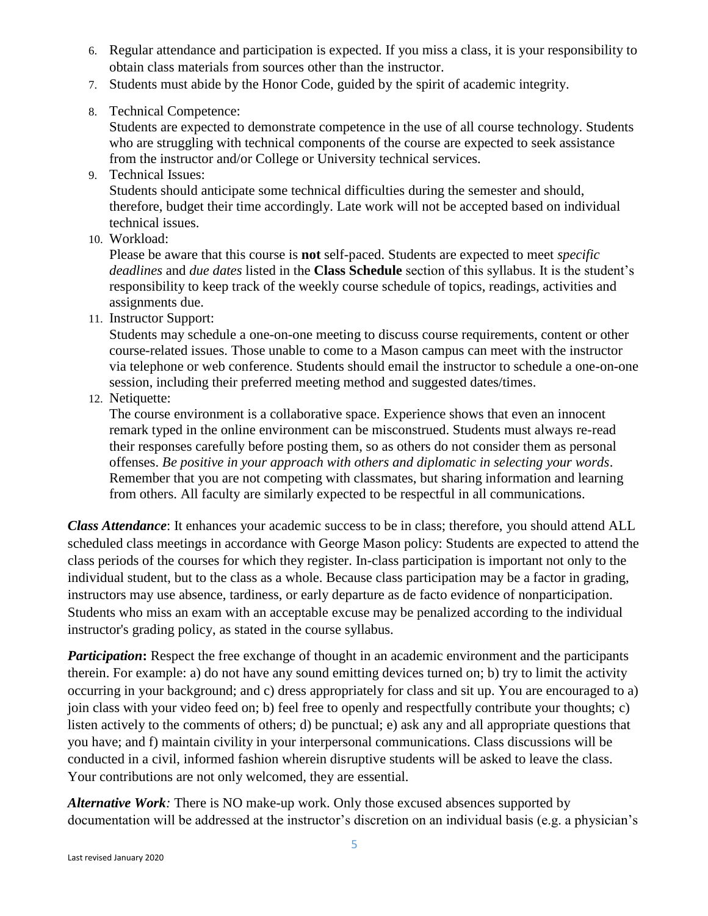6. Regular attendance and participation is expected. If you miss a class, it is your responsibility to obtain class materials from sources other than the instructor.
7. Students must abide by the Honor Code, guided by the spirit of academic integrity.
8. Technical Competence:
   Students are expected to demonstrate competence in the use of all course technology. Students who are struggling with technical components of the course are expected to seek assistance from the instructor and/or College or University technical services.
9. Technical Issues:
   Students should anticipate some technical difficulties during the semester and should, therefore, budget their time accordingly. Late work will not be accepted based on individual technical issues.
10. Workload:
    Please be aware that this course is **not** self-paced. Students are expected to meet *specific deadlines* and *due dates* listed in the **Class Schedule** section of this syllabus. It is the student's responsibility to keep track of the weekly course schedule of topics, readings, activities and assignments due.
11. Instructor Support:
    Students may schedule a one-on-one meeting to discuss course requirements, content or other course-related issues. Those unable to come to a Mason campus can meet with the instructor via telephone or web conference. Students should email the instructor to schedule a one-on-one session, including their preferred meeting method and suggested dates/times.
12. Netiquette:
    The course environment is a collaborative space. Experience shows that even an innocent remark typed in the online environment can be misconstrued. Students must always re-read their responses carefully before posting them, so as others do not consider them as personal offenses. *Be positive in your approach with others and diplomatic in selecting your words*. Remember that you are not competing with classmates, but sharing information and learning from others. All faculty are similarly expected to be respectful in all communications.

***Class Attendance***: It enhances your academic success to be in class; therefore, you should attend ALL scheduled class meetings in accordance with George Mason policy: Students are expected to attend the class periods of the courses for which they register. In-class participation is important not only to the individual student, but to the class as a whole. Because class participation may be a factor in grading, instructors may use absence, tardiness, or early departure as de facto evidence of nonparticipation. Students who miss an exam with an acceptable excuse may be penalized according to the individual instructor's grading policy, as stated in the course syllabus.

***Participation*****:** Respect the free exchange of thought in an academic environment and the participants therein. For example: a) do not have any sound emitting devices turned on; b) try to limit the activity occurring in your background; and c) dress appropriately for class and sit up. You are encouraged to a) join class with your video feed on; b) feel free to openly and respectfully contribute your thoughts; c) listen actively to the comments of others; d) be punctual; e) ask any and all appropriate questions that you have; and f) maintain civility in your interpersonal communications. Class discussions will be conducted in a civil, informed fashion wherein disruptive students will be asked to leave the class. Your contributions are not only welcomed, they are essential.

***Alternative Work****:* There is NO make-up work. Only those excused absences supported by documentation will be addressed at the instructor's discretion on an individual basis (e.g. a physician's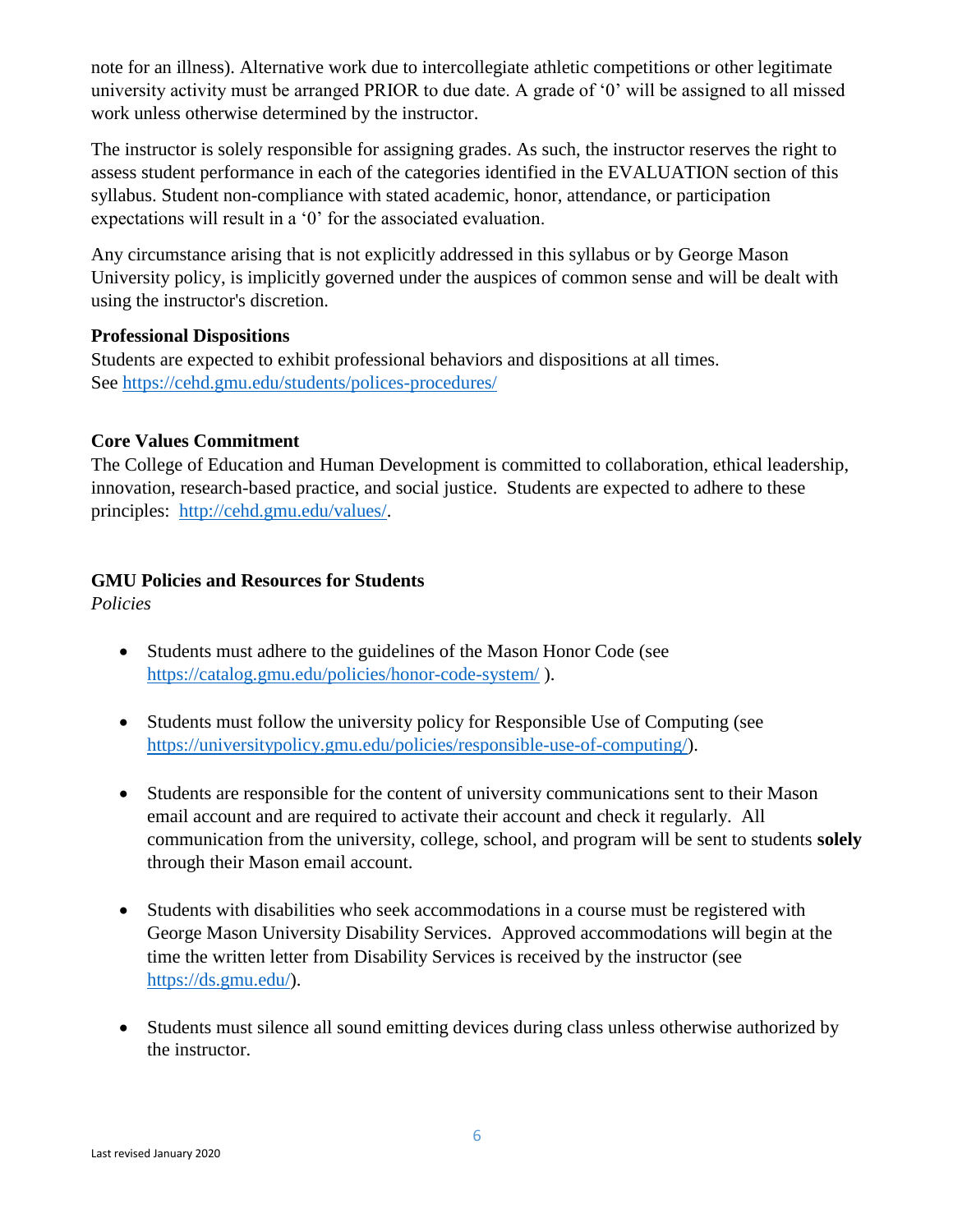note for an illness). Alternative work due to intercollegiate athletic competitions or other legitimate university activity must be arranged PRIOR to due date. A grade of '0' will be assigned to all missed work unless otherwise determined by the instructor.

The instructor is solely responsible for assigning grades. As such, the instructor reserves the right to assess student performance in each of the categories identified in the EVALUATION section of this syllabus. Student non-compliance with stated academic, honor, attendance, or participation expectations will result in a '0' for the associated evaluation.

Any circumstance arising that is not explicitly addressed in this syllabus or by George Mason University policy, is implicitly governed under the auspices of common sense and will be dealt with using the instructor's discretion.

**Professional Dispositions**
Students are expected to exhibit professional behaviors and dispositions at all times.
See https://cehd.gmu.edu/students/polices-procedures/

**Core Values Commitment**
The College of Education and Human Development is committed to collaboration, ethical leadership, innovation, research-based practice, and social justice. Students are expected to adhere to these principles: http://cehd.gmu.edu/values/.

**GMU Policies and Resources for Students**
*Policies*

- Students must adhere to the guidelines of the Mason Honor Code (see https://catalog.gmu.edu/policies/honor-code-system/ ).

- Students must follow the university policy for Responsible Use of Computing (see https://universitypolicy.gmu.edu/policies/responsible-use-of-computing/).

- Students are responsible for the content of university communications sent to their Mason email account and are required to activate their account and check it regularly. All communication from the university, college, school, and program will be sent to students **solely** through their Mason email account.

- Students with disabilities who seek accommodations in a course must be registered with George Mason University Disability Services. Approved accommodations will begin at the time the written letter from Disability Services is received by the instructor (see https://ds.gmu.edu/).

- Students must silence all sound emitting devices during class unless otherwise authorized by the instructor.

Last revised January 2020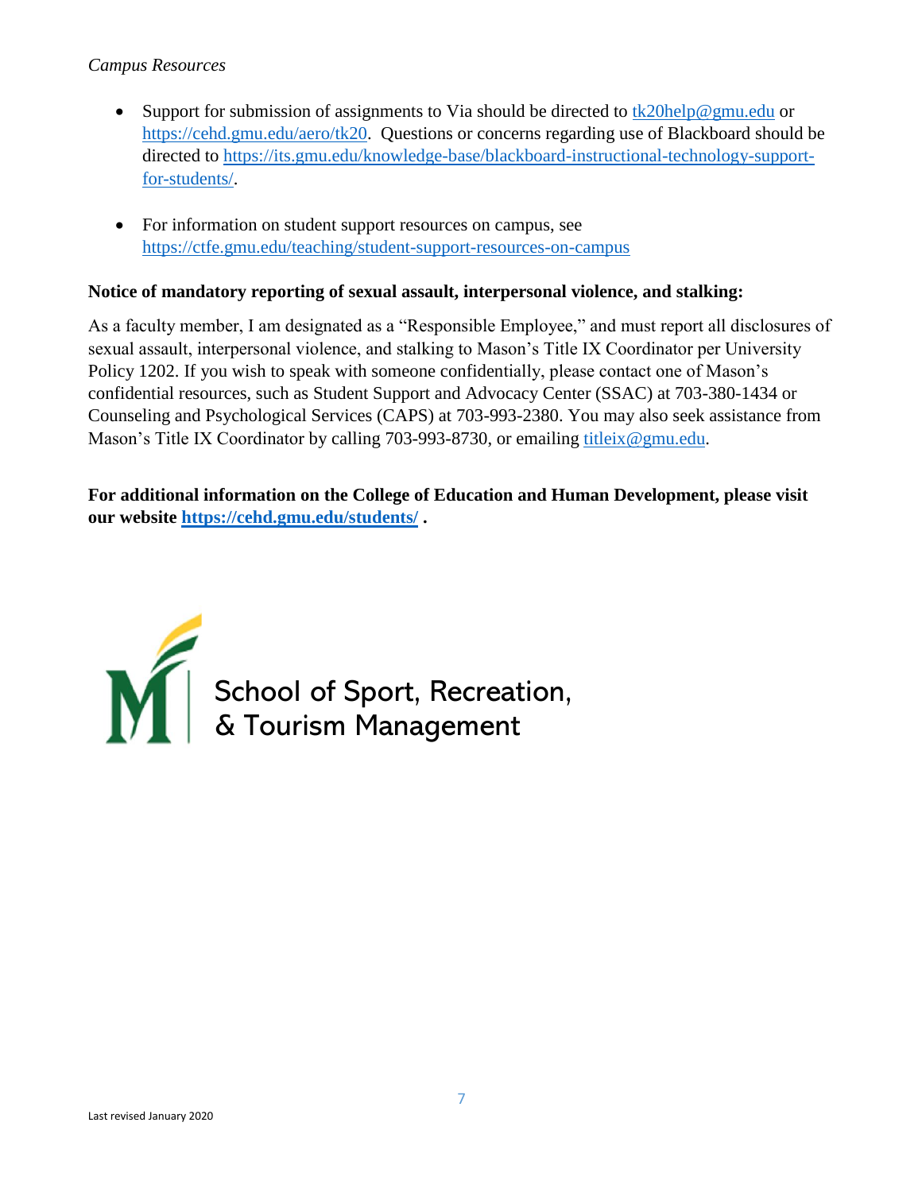*Campus Resources*

- Support for submission of assignments to Via should be directed to tk20help@gmu.edu or https://cehd.gmu.edu/aero/tk20. Questions or concerns regarding use of Blackboard should be directed to https://its.gmu.edu/knowledge-base/blackboard-instructional-technology-support-for-students/.

- For information on student support resources on campus, see https://ctfe.gmu.edu/teaching/student-support-resources-on-campus

**Notice of mandatory reporting of sexual assault, interpersonal violence, and stalking:**

As a faculty member, I am designated as a "Responsible Employee," and must report all disclosures of sexual assault, interpersonal violence, and stalking to Mason's Title IX Coordinator per University Policy 1202. If you wish to speak with someone confidentially, please contact one of Mason's confidential resources, such as Student Support and Advocacy Center (SSAC) at 703-380-1434 or Counseling and Psychological Services (CAPS) at 703-993-2380. You may also seek assistance from Mason's Title IX Coordinator by calling 703-993-8730, or emailing titleix@gmu.edu.

**For additional information on the College of Education and Human Development, please visit our website https://cehd.gmu.edu/students/ .**

School of Sport, Recreation,
& Tourism Management

Last revised January 2020